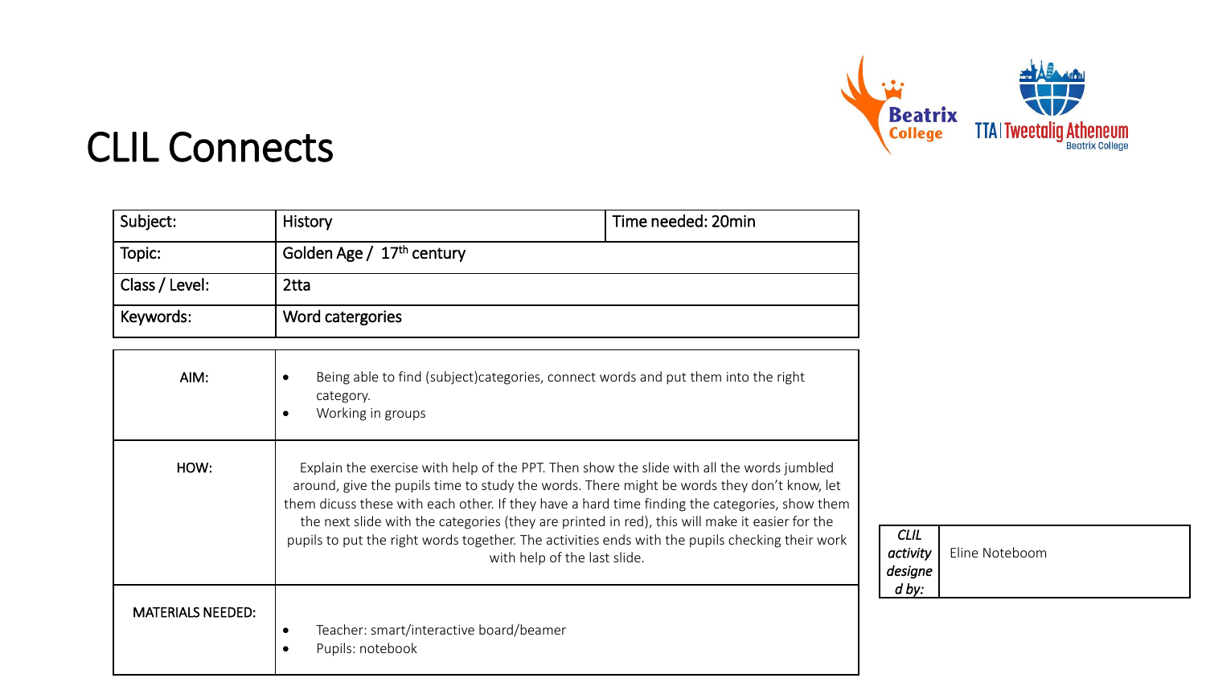# CLIL Connects

| Subject: | History | Time needed: 20min |
|---|---|---|
| Topic: | Golden Age / 17th century | |
| Class / Level: | 2tta | |
| Keywords: | Word catergories | |

| | |
|---|---|
| AIM: | • Being able to find (subject)categories, connect words and put them into the right category.<br>• Working in groups |
| HOW: | Explain the exercise with help of the PPT. Then show the slide with all the words jumbled around, give the pupils time to study the words. There might be words they don't know, let them dicuss these with each other. If they have a hard time finding the categories, show them the next slide with the categories (they are printed in red), this will make it easier for the pupils to put the right words together. The activities ends with the pupils checking their work with help of the last slide. |
| MATERIALS NEEDED: | • Teacher: smart/interactive board/beamer<br>• Pupils: notebook |

| | |
|---|---|
| *CLIL activity designed by:* | Eline Noteboom |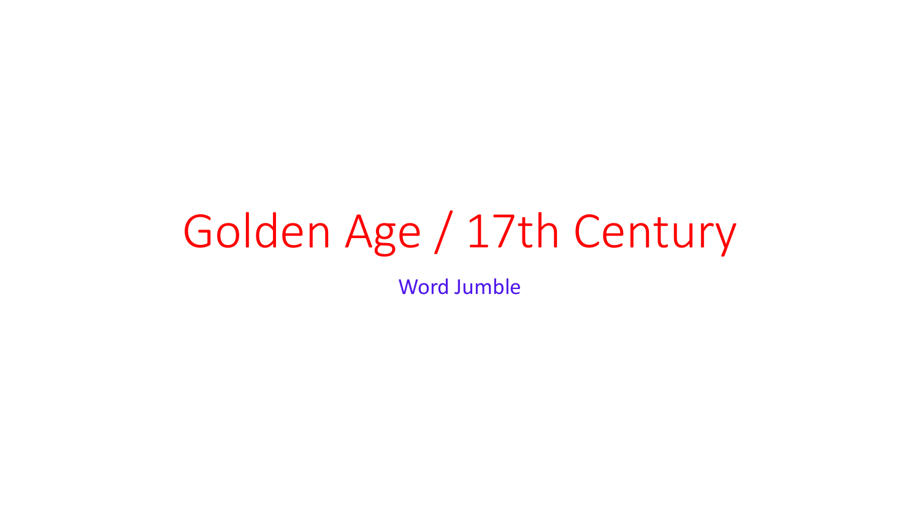# Golden Age / 17th Century

Word Jumble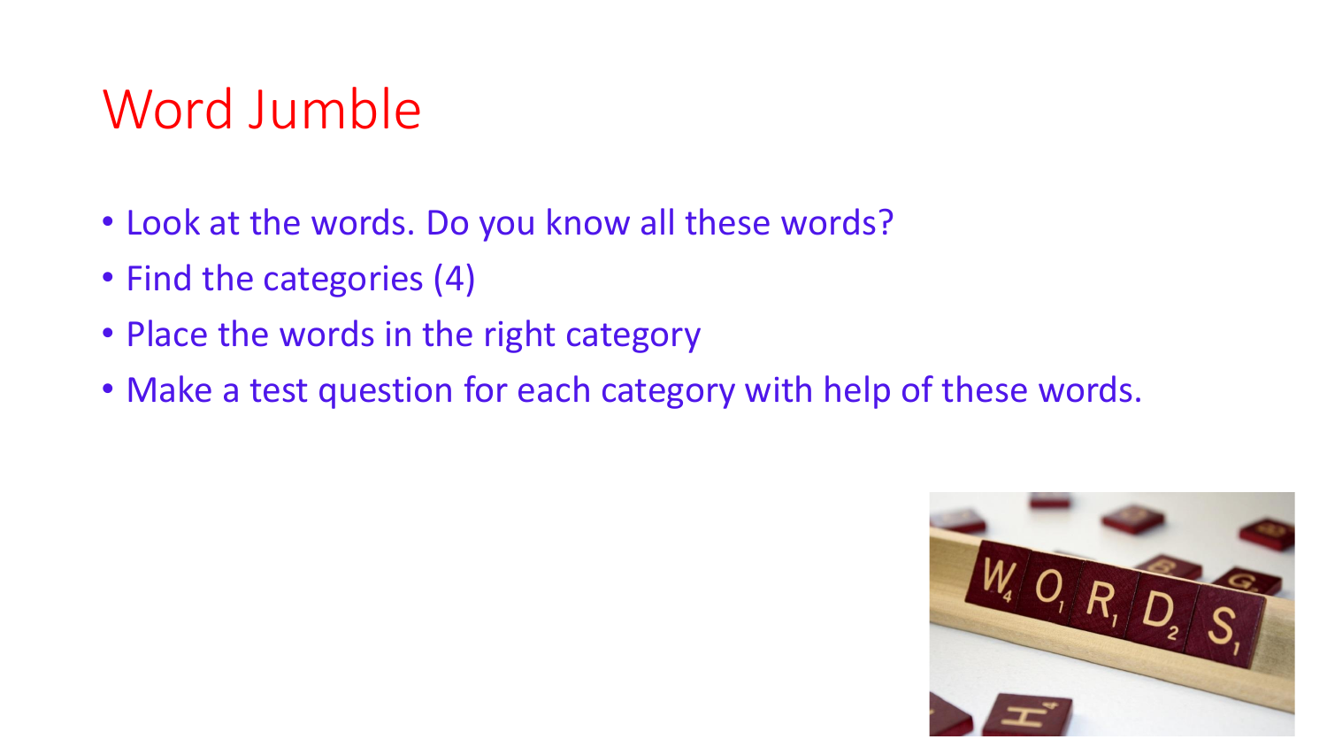# Word Jumble

- Look at the words. Do you know all these words?
- Find the categories (4)
- Place the words in the right category
- Make a test question for each category with help of these words.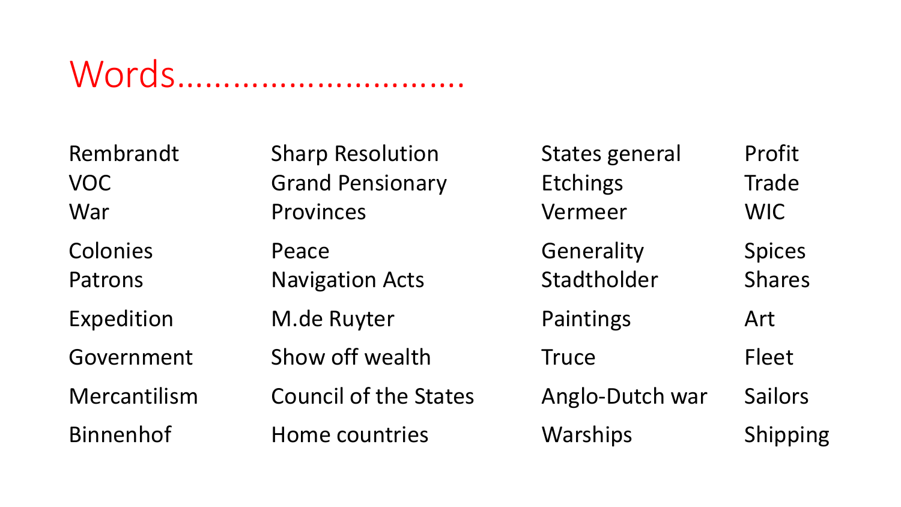# Words.............................

| | | | |
|---|---|---|---|
| Rembrandt | Sharp Resolution | States general | Profit |
| VOC | Grand Pensionary | Etchings | Trade |
| War | Provinces | Vermeer | WIC |
| Colonies | Peace | Generality | Spices |
| Patrons | Navigation Acts | Stadtholder | Shares |
| Expedition | M.de Ruyter | Paintings | Art |
| Government | Show off wealth | Truce | Fleet |
| Mercantilism | Council of the States | Anglo-Dutch war | Sailors |
| Binnenhof | Home countries | Warships | Shipping |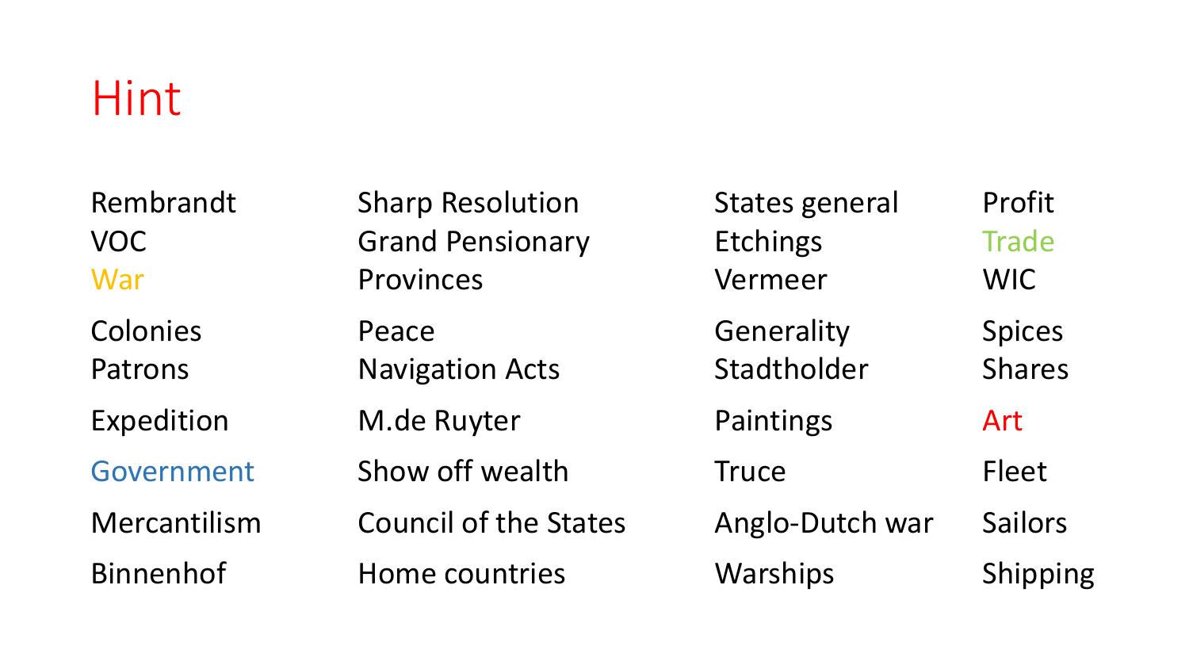# Hint

| | | | |
|---|---|---|---|
| Rembrandt | Sharp Resolution | States general | Profit |
| VOC | Grand Pensionary | Etchings | Trade |
| War | Provinces | Vermeer | WIC |
| Colonies | Peace | Generality | Spices |
| Patrons | Navigation Acts | Stadtholder | Shares |
| Expedition | M.de Ruyter | Paintings | Art |
| Government | Show off wealth | Truce | Fleet |
| Mercantilism | Council of the States | Anglo-Dutch war | Sailors |
| Binnenhof | Home countries | Warships | Shipping |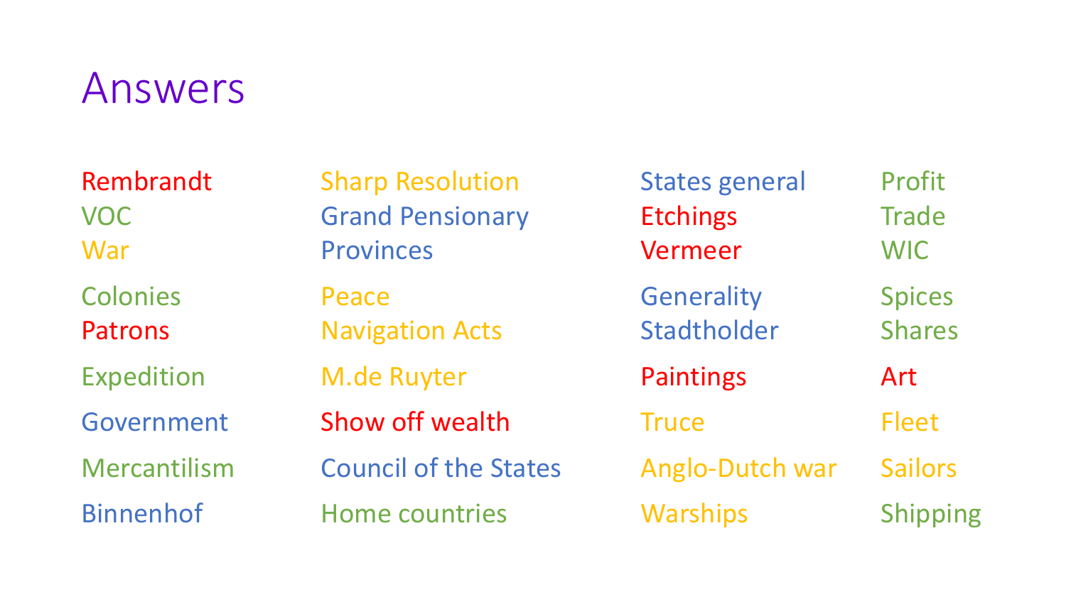# Answers

| | | | |
|---|---|---|---|
| Rembrandt | Sharp Resolution | States general | Profit |
| VOC | Grand Pensionary | Etchings | Trade |
| War | Provinces | Vermeer | WIC |
| Colonies | Peace | Generality | Spices |
| Patrons | Navigation Acts | Stadtholder | Shares |
| Expedition | M.de Ruyter | Paintings | Art |
| Government | Show off wealth | Truce | Fleet |
| Mercantilism | Council of the States | Anglo-Dutch war | Sailors |
| Binnenhof | Home countries | Warships | Shipping |